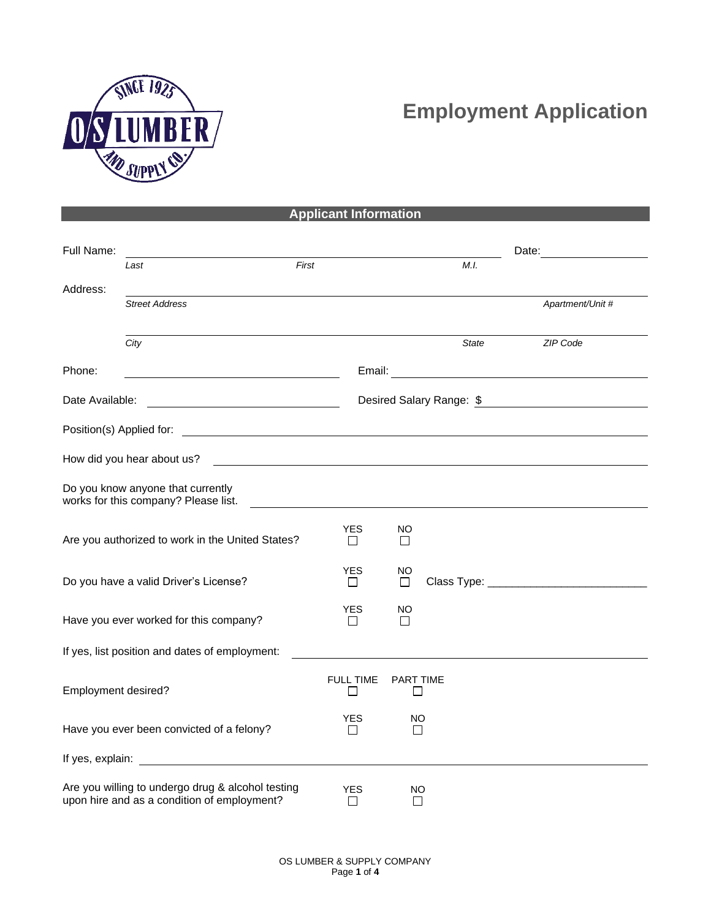# Employment Application

## Applicant Information

Full Name: ______________________________________________ Date: ______________

*Last* *First* *M.I.*

Address: ______________________________________________________________

*Street Address* *Apartment/Unit #*

______________________________________________________________

*City* *State* *ZIP Code*

Phone: ______________________ Email: ______________________

Date Available: ______________________ Desired Salary Range: $ ______________________

Position(s) Applied for: ______________________________________________

How did you hear about us? ______________________________________________

Do you know anyone that currently works for this company? Please list. ______________________________________________

Are you authorized to work in the United States? YES ☐ NO ☐

Do you have a valid Driver's License? YES ☐ NO ☐ Class Type: ___________________________

Have you ever worked for this company? YES ☐ NO ☐

If yes, list position and dates of employment: ______________________________________________

Employment desired? FULL TIME ☐ PART TIME ☐

Have you ever been convicted of a felony? YES ☐ NO ☐

If yes, explain: ______________________________________________

Are you willing to undergo drug & alcohol testing upon hire and as a condition of employment? YES ☐ NO ☐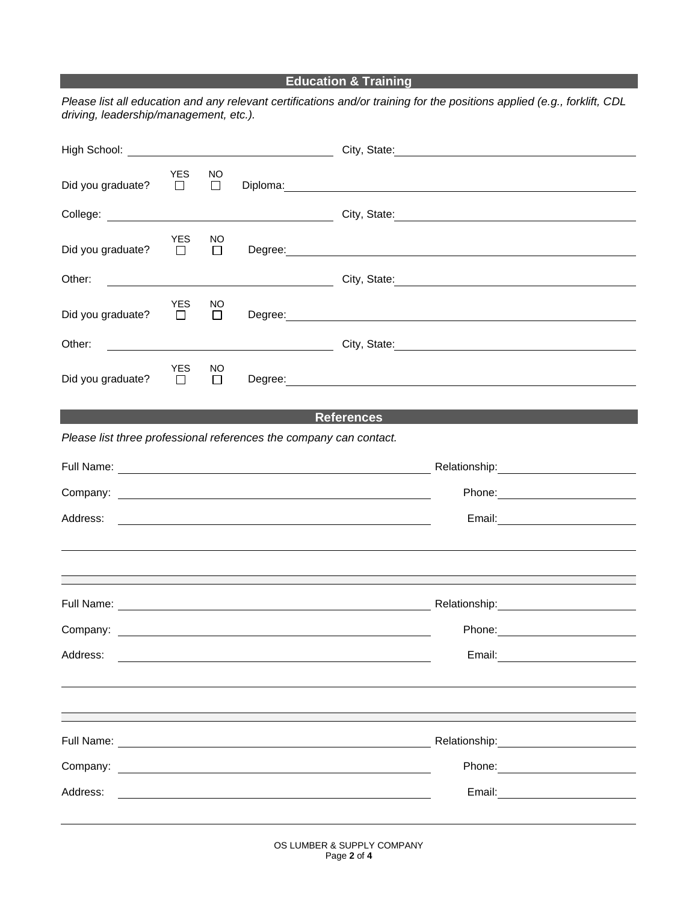## Education & Training

*Please list all education and any relevant certifications and/or training for the positions applied (e.g., forklift, CDL driving, leadership/management, etc.).*

High School: ______________________________ City, State: ______________________________

Did you graduate? YES ☐ NO ☐ Diploma: ______________________________

College: ______________________________ City, State: ______________________________

Did you graduate? YES ☐ NO ☐ Degree: ______________________________

Other: ______________________________ City, State: ______________________________

Did you graduate? YES ☐ NO ☐ Degree: ______________________________

Other: ______________________________ City, State: ______________________________

Did you graduate? YES ☐ NO ☐ Degree: ______________________________

## References

*Please list three professional references the company can contact.*

Full Name: ______________________________ Relationship: ______________________________

Company: ______________________________ Phone: ______________________________

Address: ______________________________ Email: ______________________________

______________________________________________________________________

______________________________________________________________________

Full Name: ______________________________ Relationship: ______________________________

Company: ______________________________ Phone: ______________________________

Address: ______________________________ Email: ______________________________

______________________________________________________________________

______________________________________________________________________

Full Name: ______________________________ Relationship: ______________________________

Company: ______________________________ Phone: ______________________________

Address: ______________________________ Email: ______________________________

______________________________________________________________________

OS LUMBER & SUPPLY COMPANY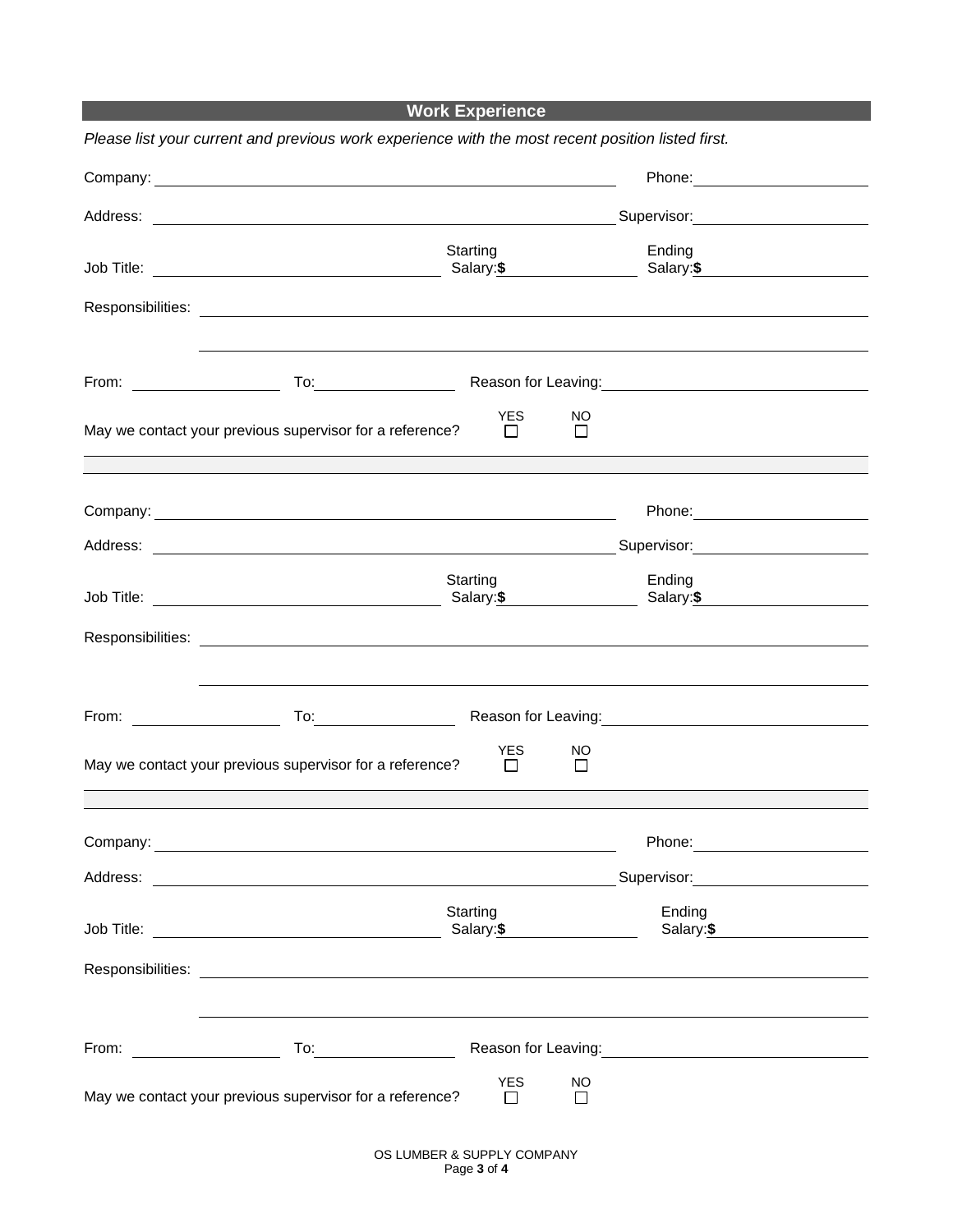## Work Experience

*Please list your current and previous work experience with the most recent position listed first.*

Company: ______________________________ Phone: ______________

Address: ______________________________ Supervisor: ______________

Job Title: ______________ Starting Salary: **$** ______________ Ending Salary: **$** ______________

Responsibilities: ______________________________

______________________________

From: ______________ To: ______________ Reason for Leaving: ______________

May we contact your previous supervisor for a reference? YES ☐ NO ☐

---

Company: ______________________________ Phone: ______________

Address: ______________________________ Supervisor: ______________

Job Title: ______________ Starting Salary: **$** ______________ Ending Salary: **$** ______________

Responsibilities: ______________________________

______________________________

From: ______________ To: ______________ Reason for Leaving: ______________

May we contact your previous supervisor for a reference? YES ☐ NO ☐

---

Company: ______________________________ Phone: ______________

Address: ______________________________ Supervisor: ______________

Job Title: ______________ Starting Salary: **$** ______________ Ending Salary: **$** ______________

Responsibilities: ______________________________

______________________________

From: ______________ To: ______________ Reason for Leaving: ______________

May we contact your previous supervisor for a reference? YES ☐ NO ☐

OS LUMBER & SUPPLY COMPANY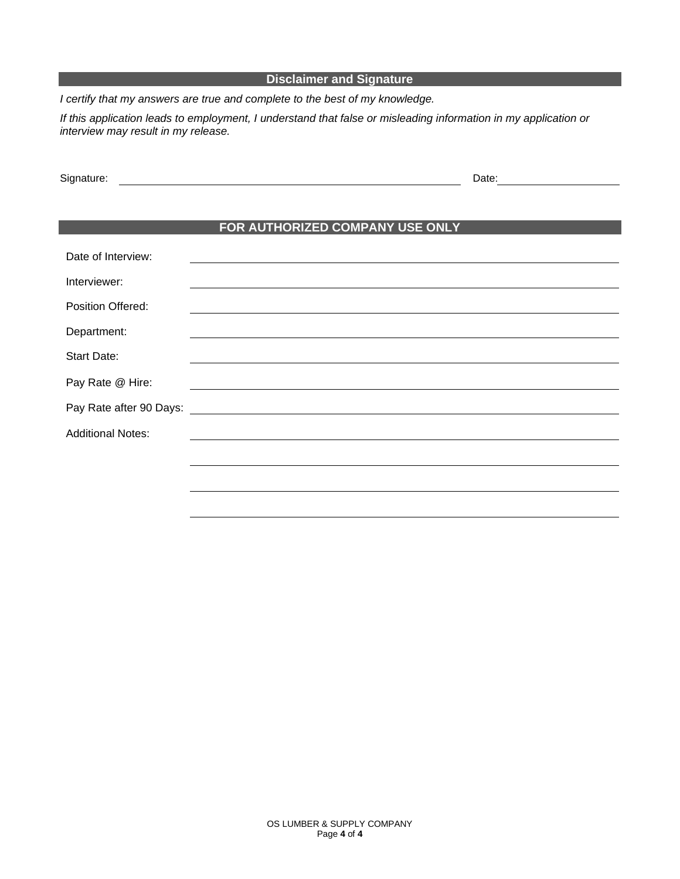## Disclaimer and Signature

*I certify that my answers are true and complete to the best of my knowledge.*

*If this application leads to employment, I understand that false or misleading information in my application or interview may result in my release.*

Signature: ______________________________ Date: ____________

## FOR AUTHORIZED COMPANY USE ONLY

Date of Interview: ______________________________

Interviewer: ______________________________

Position Offered: ______________________________

Department: ______________________________

Start Date: ______________________________

Pay Rate @ Hire: ______________________________

Pay Rate after 90 Days: ______________________________

Additional Notes: ______________________________

______________________________

______________________________

______________________________